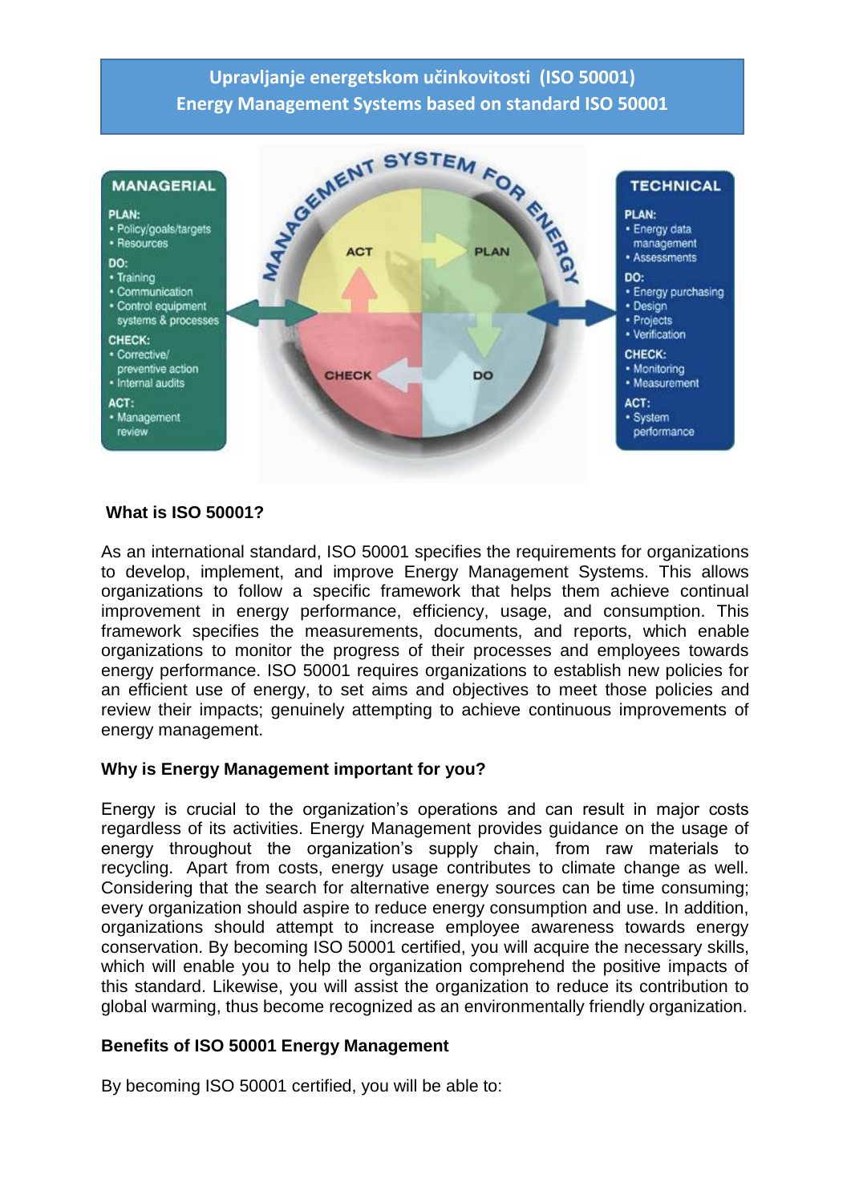# Upravljanje energetskom učinkovitosti (ISO 50001)
# Energy Management Systems based on standard ISO 50001

**MANAGERIAL**

**PLAN:**
- Policy/goals/targets
- Resources

**DO:**
- Training
- Communication
- Control equipment systems & processes

**CHECK:**
- Corrective/ preventive action
- Internal audits

**ACT:**
- Management review

MANAGEMENT SYSTEM FOR ENERGY

ACT — PLAN — DO — CHECK

**TECHNICAL**

**PLAN:**
- Energy data management
- Assessments

**DO:**
- Energy purchasing
- Design
- Projects
- Verification

**CHECK:**
- Monitoring
- Measurement

**ACT:**
- System performance

### What is ISO 50001?

As an international standard, ISO 50001 specifies the requirements for organizations to develop, implement, and improve Energy Management Systems. This allows organizations to follow a specific framework that helps them achieve continual improvement in energy performance, efficiency, usage, and consumption. This framework specifies the measurements, documents, and reports, which enable organizations to monitor the progress of their processes and employees towards energy performance. ISO 50001 requires organizations to establish new policies for an efficient use of energy, to set aims and objectives to meet those policies and review their impacts; genuinely attempting to achieve continuous improvements of energy management.

### Why is Energy Management important for you?

Energy is crucial to the organization's operations and can result in major costs regardless of its activities. Energy Management provides guidance on the usage of energy throughout the organization's supply chain, from raw materials to recycling. Apart from costs, energy usage contributes to climate change as well. Considering that the search for alternative energy sources can be time consuming; every organization should aspire to reduce energy consumption and use. In addition, organizations should attempt to increase employee awareness towards energy conservation. By becoming ISO 50001 certified, you will acquire the necessary skills, which will enable you to help the organization comprehend the positive impacts of this standard. Likewise, you will assist the organization to reduce its contribution to global warming, thus become recognized as an environmentally friendly organization.

### Benefits of ISO 50001 Energy Management

By becoming ISO 50001 certified, you will be able to: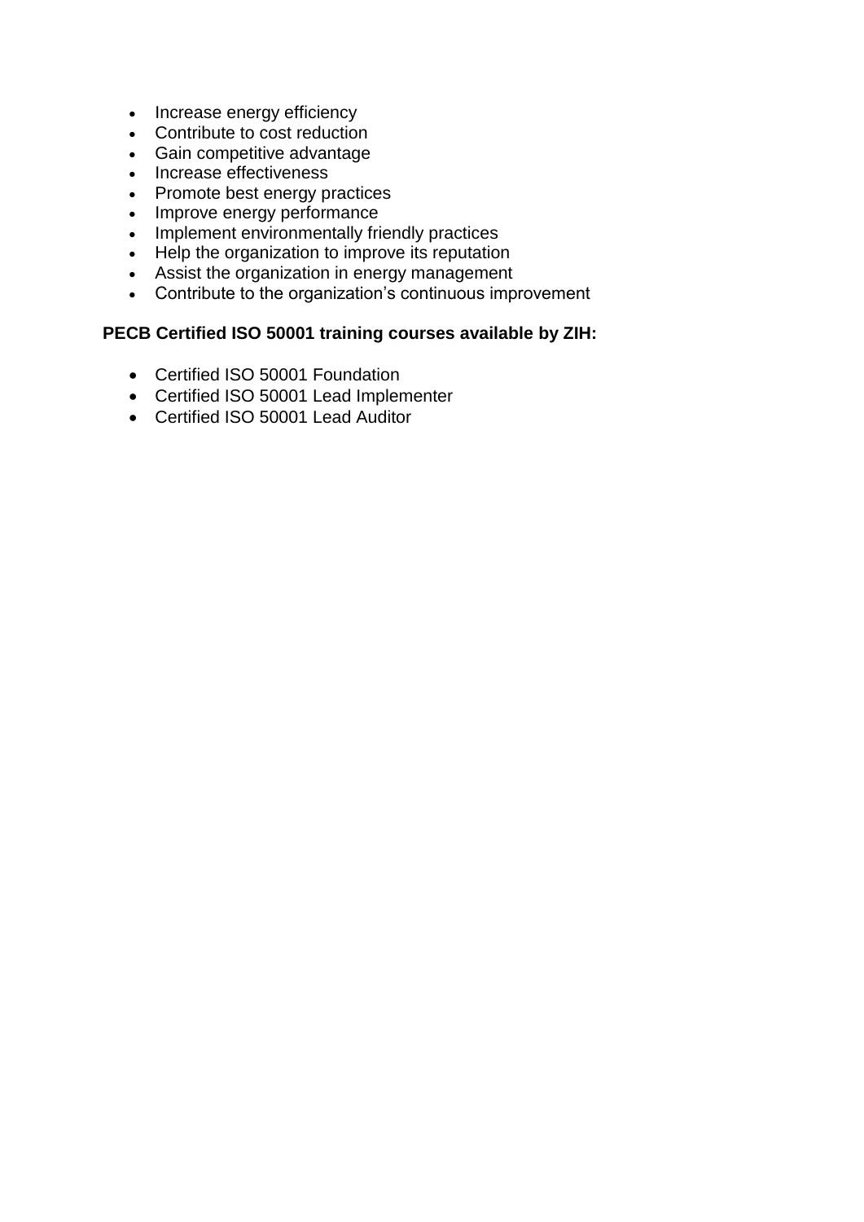- Increase energy efficiency
- Contribute to cost reduction
- Gain competitive advantage
- Increase effectiveness
- Promote best energy practices
- Improve energy performance
- Implement environmentally friendly practices
- Help the organization to improve its reputation
- Assist the organization in energy management
- Contribute to the organization's continuous improvement

**PECB Certified ISO 50001 training courses available by ZIH:**

- Certified ISO 50001 Foundation
- Certified ISO 50001 Lead Implementer
- Certified ISO 50001 Lead Auditor